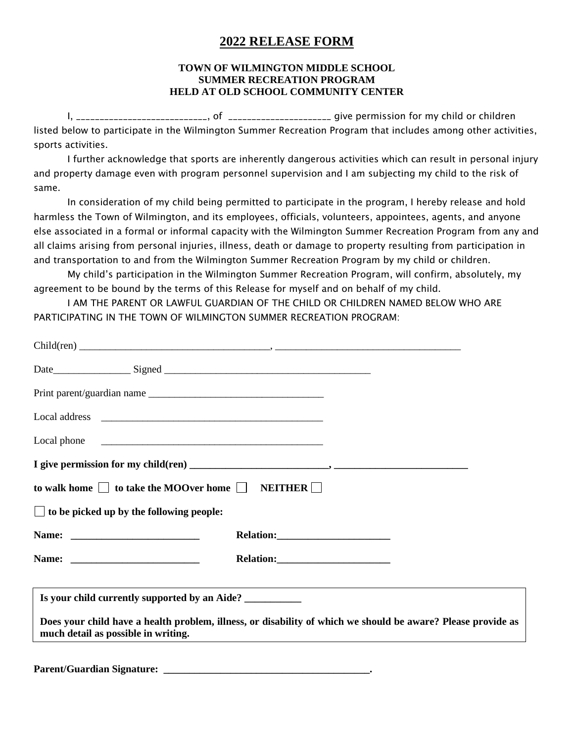# 2022 RELEASE FORM

**TOWN OF WILMINGTON MIDDLE SCHOOL**
**SUMMER RECREATION PROGRAM**
**HELD AT OLD SCHOOL COMMUNITY CENTER**

I, ____________________________, of _____________________ give permission for my child or children listed below to participate in the Wilmington Summer Recreation Program that includes among other activities, sports activities.

I further acknowledge that sports are inherently dangerous activities which can result in personal injury and property damage even with program personnel supervision and I am subjecting my child to the risk of same.

In consideration of my child being permitted to participate in the program, I hereby release and hold harmless the Town of Wilmington, and its employees, officials, volunteers, appointees, agents, and anyone else associated in a formal or informal capacity with the Wilmington Summer Recreation Program from any and all claims arising from personal injuries, illness, death or damage to property resulting from participation in and transportation to and from the Wilmington Summer Recreation Program by my child or children.

My child's participation in the Wilmington Summer Recreation Program, will confirm, absolutely, my agreement to be bound by the terms of this Release for myself and on behalf of my child.

I AM THE PARENT OR LAWFUL GUARDIAN OF THE CHILD OR CHILDREN NAMED BELOW WHO ARE PARTICIPATING IN THE TOWN OF WILMINGTON SUMMER RECREATION PROGRAM:

Child(ren) ____________________________________, ____________________________________

Date_______________ Signed ________________________________________

Print parent/guardian name __________________________________

Local address ___________________________________________

Local phone ___________________________________________

**I give permission for my child(ren) ___________________________, _________________________**

**to walk home** ☐ **to take the MOOver home** ☐ **NEITHER** ☐

☐ **to be picked up by the following people:**

**Name:** _________________________ **Relation:**_____________________

**Name:** _________________________ **Relation:**_____________________

**Is your child currently supported by an Aide?** ___________

**Does your child have a health problem, illness, or disability of which we should be aware? Please provide as much detail as possible in writing.**

**Parent/Guardian Signature: ________________________________________.**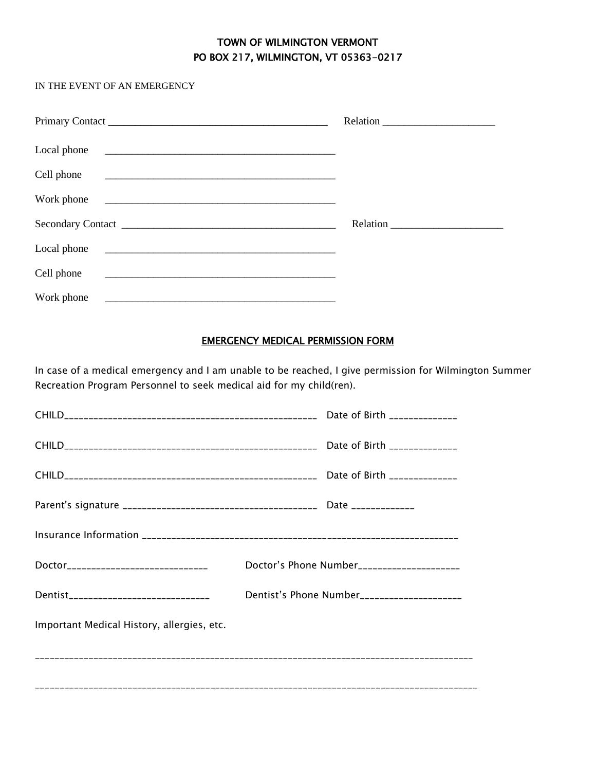TOWN OF WILMINGTON VERMONT
PO BOX 217, WILMINGTON, VT 05363-0217

IN THE EVENT OF AN EMERGENCY

Primary Contact ________________________________________ Relation ____________________

Local phone ___________________________________________

Cell phone ___________________________________________

Work phone ___________________________________________

Secondary Contact ______________________________________ Relation ____________________

Local phone ___________________________________________

Cell phone ___________________________________________

Work phone ___________________________________________

## EMERGENCY MEDICAL PERMISSION FORM

In case of a medical emergency and I am unable to be reached, I give permission for Wilmington Summer Recreation Program Personnel to seek medical aid for my child(ren).

CHILD_______________________________________________ Date of Birth ____________

CHILD_______________________________________________ Date of Birth ____________

CHILD_______________________________________________ Date of Birth ____________

Parent's signature ___________________________________ Date ____________

Insurance Information _______________________________________________________

Doctor___________________________ Doctor's Phone Number__________________

Dentist___________________________ Dentist's Phone Number__________________

Important Medical History, allergies, etc.

_________________________________________________________________________________

_________________________________________________________________________________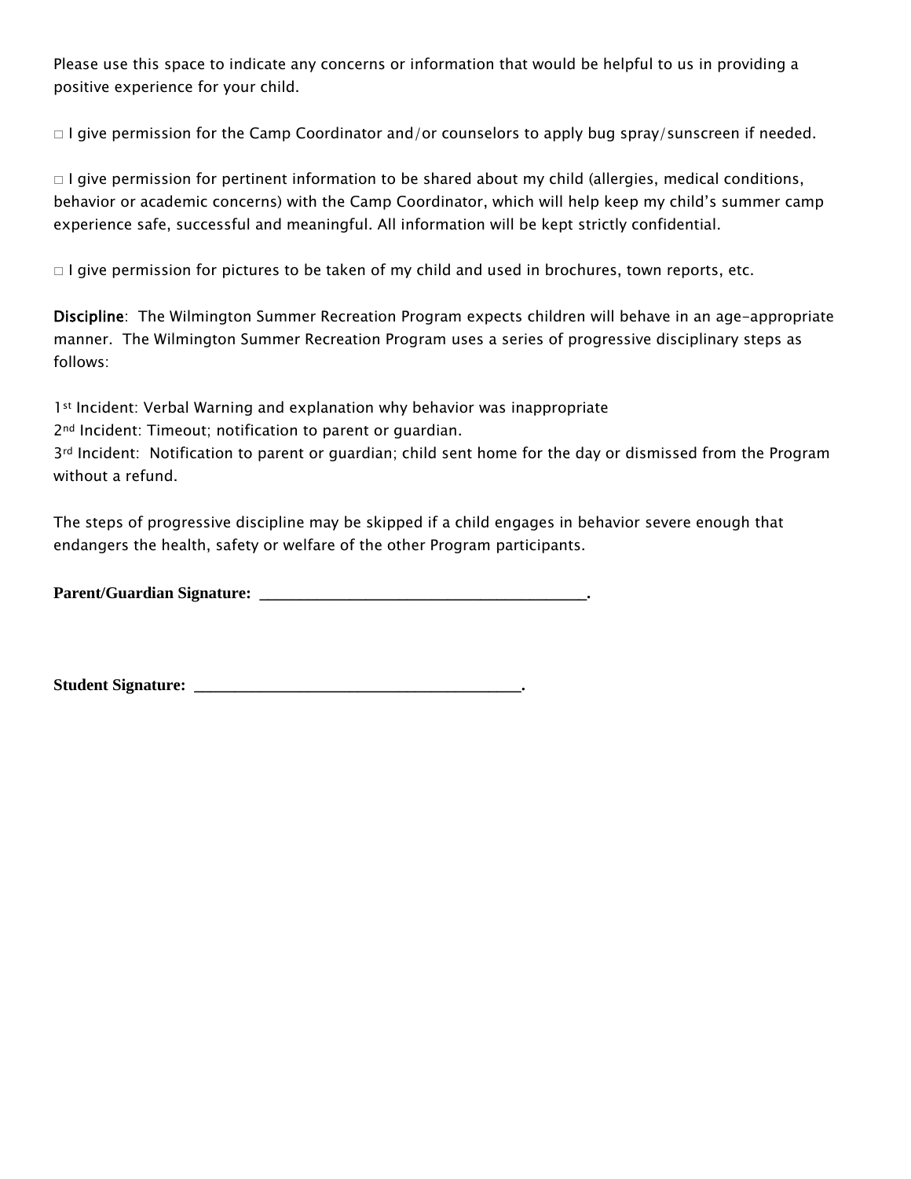Please use this space to indicate any concerns or information that would be helpful to us in providing a positive experience for your child.

□ I give permission for the Camp Coordinator and/or counselors to apply bug spray/sunscreen if needed.

□ I give permission for pertinent information to be shared about my child (allergies, medical conditions, behavior or academic concerns) with the Camp Coordinator, which will help keep my child's summer camp experience safe, successful and meaningful. All information will be kept strictly confidential.

□ I give permission for pictures to be taken of my child and used in brochures, town reports, etc.

**Discipline**: The Wilmington Summer Recreation Program expects children will behave in an age-appropriate manner. The Wilmington Summer Recreation Program uses a series of progressive disciplinary steps as follows:

1st Incident: Verbal Warning and explanation why behavior was inappropriate
2nd Incident: Timeout; notification to parent or guardian.
3rd Incident: Notification to parent or guardian; child sent home for the day or dismissed from the Program without a refund.

The steps of progressive discipline may be skipped if a child engages in behavior severe enough that endangers the health, safety or welfare of the other Program participants.

**Parent/Guardian Signature: \_\_\_\_\_\_\_\_\_\_\_\_\_\_\_\_\_\_\_\_\_\_\_\_\_\_\_\_\_\_\_\_\_\_\_\_\_\_\_.**

**Student Signature: \_\_\_\_\_\_\_\_\_\_\_\_\_\_\_\_\_\_\_\_\_\_\_\_\_\_\_\_\_\_\_\_\_\_\_\_\_\_\_.**